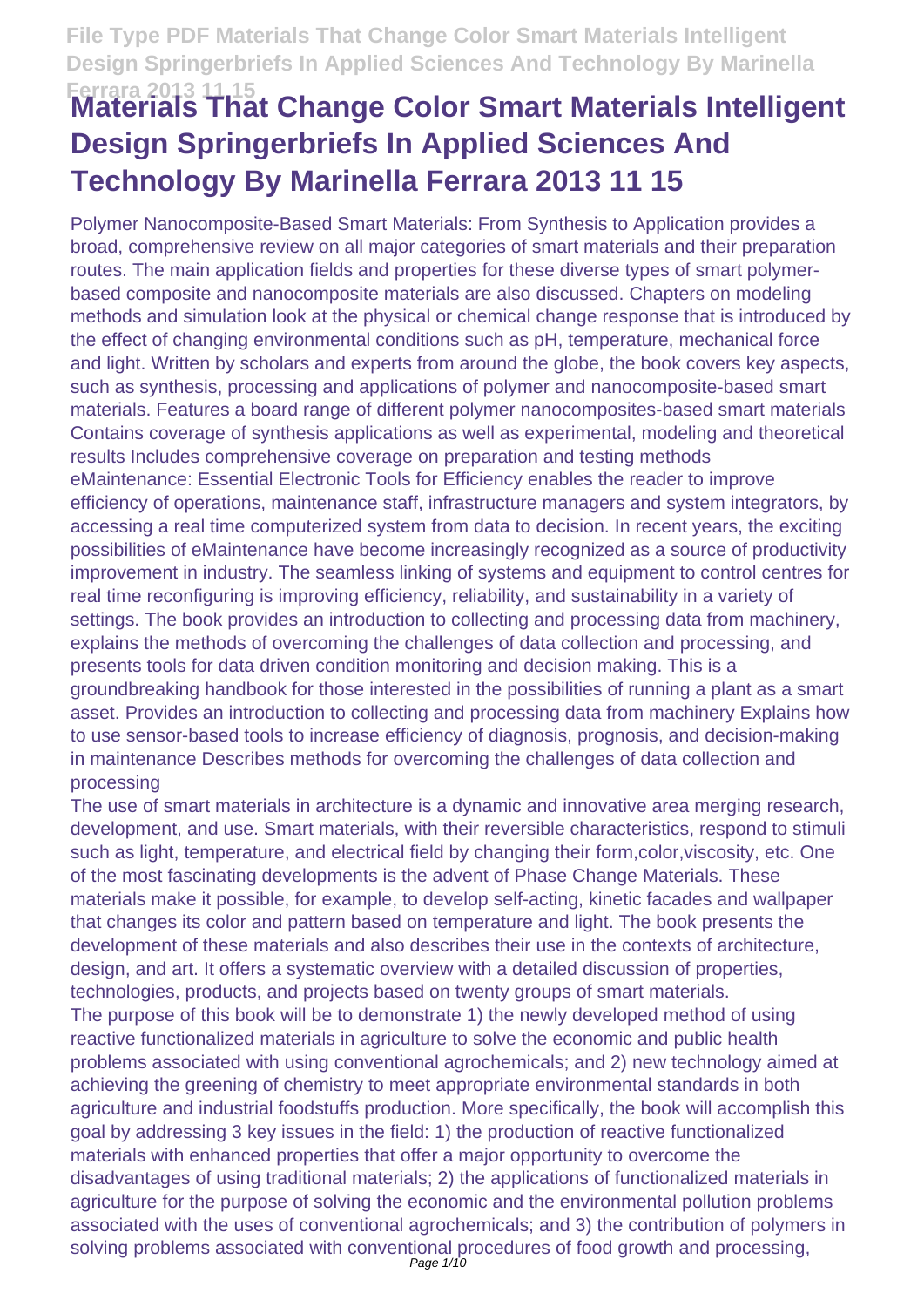# Materials That Change Color Smart Materials Intelligent Design Springerbriefs In Applied Sciences And Technology By Marinella Ferrara 2013 11 15

Polymer Nanocomposite-Based Smart Materials: From Synthesis to Application provides a broad, comprehensive review on all major categories of smart materials and their preparation routes. The main application fields and properties for these diverse types of smart polymer-based composite and nanocomposite materials are also discussed. Chapters on modeling methods and simulation look at the physical or chemical change response that is introduced by the effect of changing environmental conditions such as pH, temperature, mechanical force and light. Written by scholars and experts from around the globe, the book covers key aspects, such as synthesis, processing and applications of polymer and nanocomposite-based smart materials. Features a board range of different polymer nanocomposites-based smart materials Contains coverage of synthesis applications as well as experimental, modeling and theoretical results Includes comprehensive coverage on preparation and testing methods

eMaintenance: Essential Electronic Tools for Efficiency enables the reader to improve efficiency of operations, maintenance staff, infrastructure managers and system integrators, by accessing a real time computerized system from data to decision. In recent years, the exciting possibilities of eMaintenance have become increasingly recognized as a source of productivity improvement in industry. The seamless linking of systems and equipment to control centres for real time reconfiguring is improving efficiency, reliability, and sustainability in a variety of settings. The book provides an introduction to collecting and processing data from machinery, explains the methods of overcoming the challenges of data collection and processing, and presents tools for data driven condition monitoring and decision making. This is a groundbreaking handbook for those interested in the possibilities of running a plant as a smart asset. Provides an introduction to collecting and processing data from machinery Explains how to use sensor-based tools to increase efficiency of diagnosis, prognosis, and decision-making in maintenance Describes methods for overcoming the challenges of data collection and processing

The use of smart materials in architecture is a dynamic and innovative area merging research, development, and use. Smart materials, with their reversible characteristics, respond to stimuli such as light, temperature, and electrical field by changing their form,color,viscosity, etc. One of the most fascinating developments is the advent of Phase Change Materials. These materials make it possible, for example, to develop self-acting, kinetic facades and wallpaper that changes its color and pattern based on temperature and light. The book presents the development of these materials and also describes their use in the contexts of architecture, design, and art. It offers a systematic overview with a detailed discussion of properties, technologies, products, and projects based on twenty groups of smart materials.

The purpose of this book will be to demonstrate 1) the newly developed method of using reactive functionalized materials in agriculture to solve the economic and public health problems associated with using conventional agrochemicals; and 2) new technology aimed at achieving the greening of chemistry to meet appropriate environmental standards in both agriculture and industrial foodstuffs production. More specifically, the book will accomplish this goal by addressing 3 key issues in the field: 1) the production of reactive functionalized materials with enhanced properties that offer a major opportunity to overcome the disadvantages of using traditional materials; 2) the applications of functionalized materials in agriculture for the purpose of solving the economic and the environmental pollution problems associated with the uses of conventional agrochemicals; and 3) the contribution of polymers in solving problems associated with conventional procedures of food growth and processing,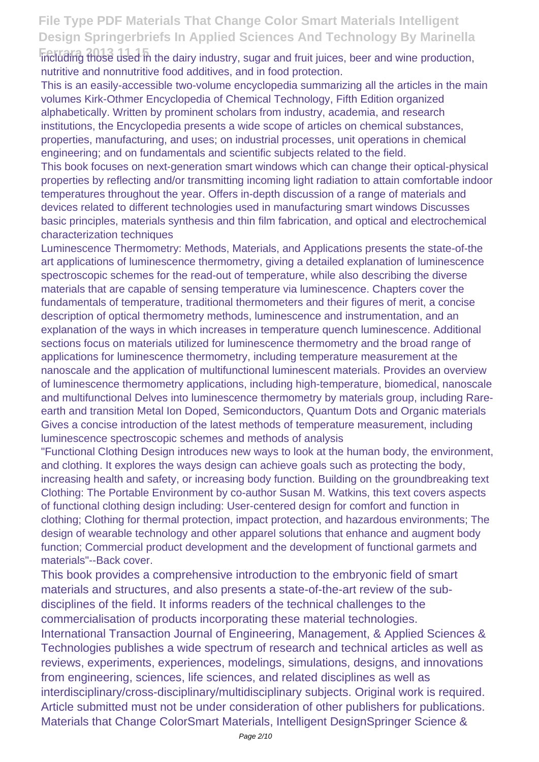including those used in the dairy industry, sugar and fruit juices, beer and wine production, nutritive and nonnutritive food additives, and in food protection.

This is an easily-accessible two-volume encyclopedia summarizing all the articles in the main volumes Kirk-Othmer Encyclopedia of Chemical Technology, Fifth Edition organized alphabetically. Written by prominent scholars from industry, academia, and research institutions, the Encyclopedia presents a wide scope of articles on chemical substances, properties, manufacturing, and uses; on industrial processes, unit operations in chemical engineering; and on fundamentals and scientific subjects related to the field.

This book focuses on next-generation smart windows which can change their optical-physical properties by reflecting and/or transmitting incoming light radiation to attain comfortable indoor temperatures throughout the year. Offers in-depth discussion of a range of materials and devices related to different technologies used in manufacturing smart windows Discusses basic principles, materials synthesis and thin film fabrication, and optical and electrochemical characterization techniques

Luminescence Thermometry: Methods, Materials, and Applications presents the state-of-the art applications of luminescence thermometry, giving a detailed explanation of luminescence spectroscopic schemes for the read-out of temperature, while also describing the diverse materials that are capable of sensing temperature via luminescence. Chapters cover the fundamentals of temperature, traditional thermometers and their figures of merit, a concise description of optical thermometry methods, luminescence and instrumentation, and an explanation of the ways in which increases in temperature quench luminescence. Additional sections focus on materials utilized for luminescence thermometry and the broad range of applications for luminescence thermometry, including temperature measurement at the nanoscale and the application of multifunctional luminescent materials. Provides an overview of luminescence thermometry applications, including high-temperature, biomedical, nanoscale and multifunctional Delves into luminescence thermometry by materials group, including Rare-earth and transition Metal Ion Doped, Semiconductors, Quantum Dots and Organic materials Gives a concise introduction of the latest methods of temperature measurement, including luminescence spectroscopic schemes and methods of analysis

"Functional Clothing Design introduces new ways to look at the human body, the environment, and clothing. It explores the ways design can achieve goals such as protecting the body, increasing health and safety, or increasing body function. Building on the groundbreaking text Clothing: The Portable Environment by co-author Susan M. Watkins, this text covers aspects of functional clothing design including: User-centered design for comfort and function in clothing; Clothing for thermal protection, impact protection, and hazardous environments; The design of wearable technology and other apparel solutions that enhance and augment body function; Commercial product development and the development of functional garmets and materials"--Back cover.

This book provides a comprehensive introduction to the embryonic field of smart materials and structures, and also presents a state-of-the-art review of the sub-disciplines of the field. It informs readers of the technical challenges to the commercialisation of products incorporating these material technologies.

International Transaction Journal of Engineering, Management, & Applied Sciences & Technologies publishes a wide spectrum of research and technical articles as well as reviews, experiments, experiences, modelings, simulations, designs, and innovations from engineering, sciences, life sciences, and related disciplines as well as interdisciplinary/cross-disciplinary/multidisciplinary subjects. Original work is required. Article submitted must not be under consideration of other publishers for publications.

Materials that Change ColorSmart Materials, Intelligent DesignSpringer Science &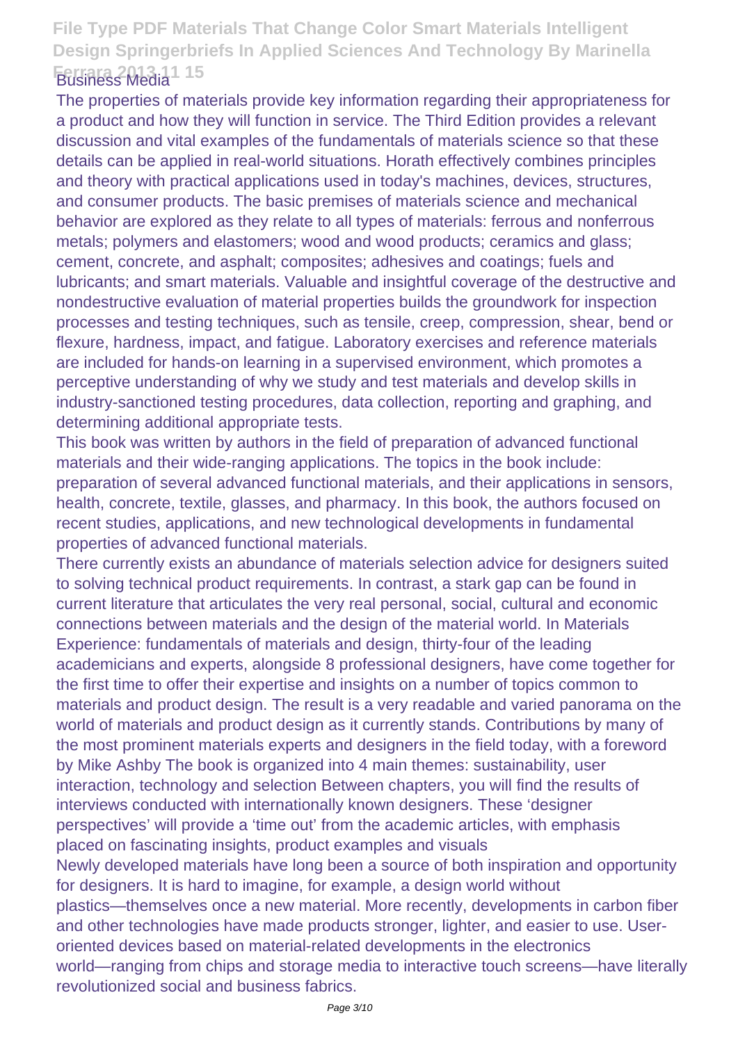The properties of materials provide key information regarding their appropriateness for a product and how they will function in service. The Third Edition provides a relevant discussion and vital examples of the fundamentals of materials science so that these details can be applied in real-world situations. Horath effectively combines principles and theory with practical applications used in today's machines, devices, structures, and consumer products. The basic premises of materials science and mechanical behavior are explored as they relate to all types of materials: ferrous and nonferrous metals; polymers and elastomers; wood and wood products; ceramics and glass; cement, concrete, and asphalt; composites; adhesives and coatings; fuels and lubricants; and smart materials. Valuable and insightful coverage of the destructive and nondestructive evaluation of material properties builds the groundwork for inspection processes and testing techniques, such as tensile, creep, compression, shear, bend or flexure, hardness, impact, and fatigue. Laboratory exercises and reference materials are included for hands-on learning in a supervised environment, which promotes a perceptive understanding of why we study and test materials and develop skills in industry-sanctioned testing procedures, data collection, reporting and graphing, and determining additional appropriate tests.

This book was written by authors in the field of preparation of advanced functional materials and their wide-ranging applications. The topics in the book include: preparation of several advanced functional materials, and their applications in sensors, health, concrete, textile, glasses, and pharmacy. In this book, the authors focused on recent studies, applications, and new technological developments in fundamental properties of advanced functional materials.

There currently exists an abundance of materials selection advice for designers suited to solving technical product requirements. In contrast, a stark gap can be found in current literature that articulates the very real personal, social, cultural and economic connections between materials and the design of the material world. In Materials Experience: fundamentals of materials and design, thirty-four of the leading academicians and experts, alongside 8 professional designers, have come together for the first time to offer their expertise and insights on a number of topics common to materials and product design. The result is a very readable and varied panorama on the world of materials and product design as it currently stands. Contributions by many of the most prominent materials experts and designers in the field today, with a foreword by Mike Ashby The book is organized into 4 main themes: sustainability, user interaction, technology and selection Between chapters, you will find the results of interviews conducted with internationally known designers. These 'designer perspectives' will provide a 'time out' from the academic articles, with emphasis placed on fascinating insights, product examples and visuals

Newly developed materials have long been a source of both inspiration and opportunity for designers. It is hard to imagine, for example, a design world without plastics—themselves once a new material. More recently, developments in carbon fiber and other technologies have made products stronger, lighter, and easier to use. User-oriented devices based on material-related developments in the electronics world—ranging from chips and storage media to interactive touch screens—have literally revolutionized social and business fabrics.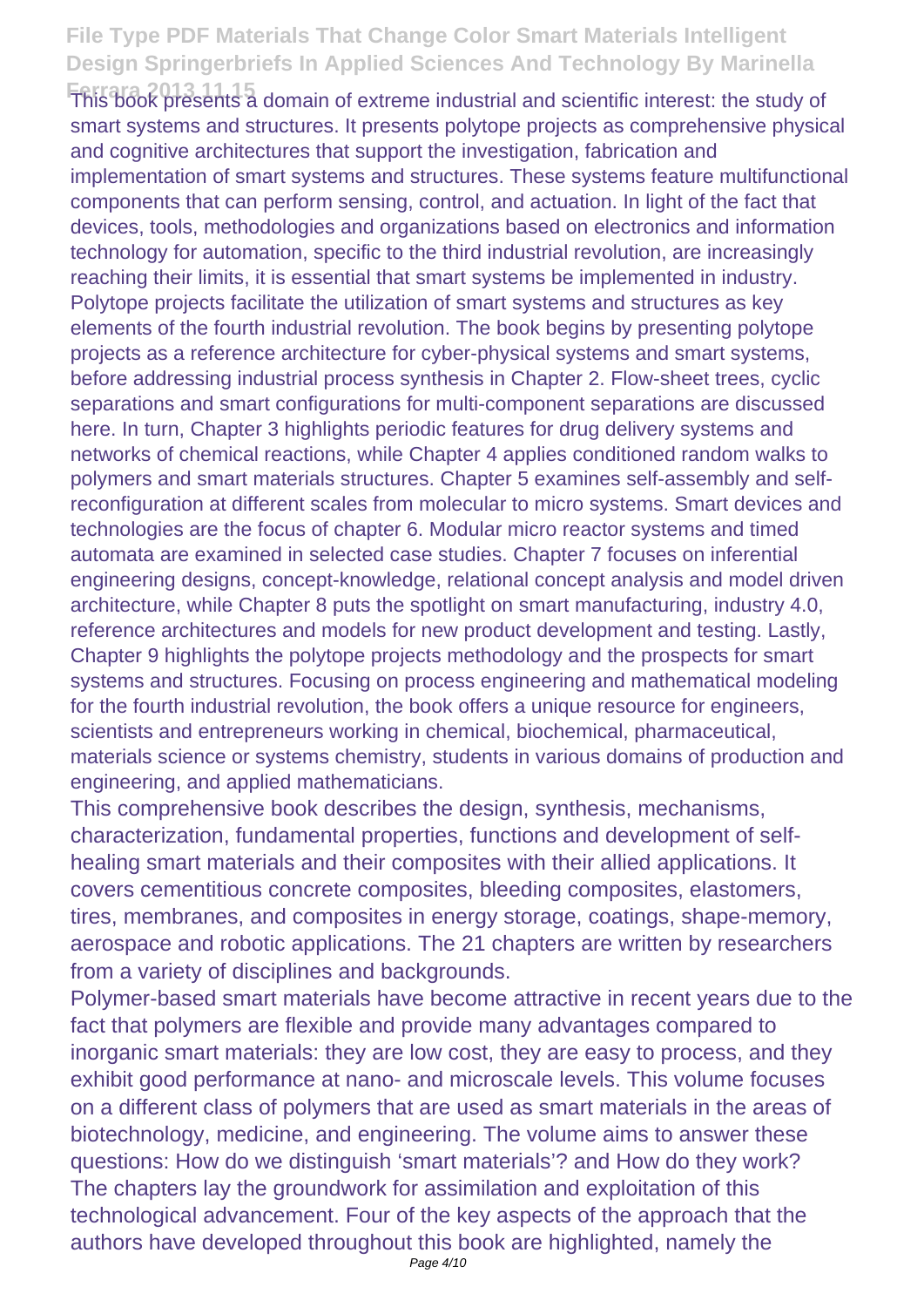This book presents a domain of extreme industrial and scientific interest: the study of smart systems and structures. It presents polytope projects as comprehensive physical and cognitive architectures that support the investigation, fabrication and implementation of smart systems and structures. These systems feature multifunctional components that can perform sensing, control, and actuation. In light of the fact that devices, tools, methodologies and organizations based on electronics and information technology for automation, specific to the third industrial revolution, are increasingly reaching their limits, it is essential that smart systems be implemented in industry. Polytope projects facilitate the utilization of smart systems and structures as key elements of the fourth industrial revolution. The book begins by presenting polytope projects as a reference architecture for cyber-physical systems and smart systems, before addressing industrial process synthesis in Chapter 2. Flow-sheet trees, cyclic separations and smart configurations for multi-component separations are discussed here. In turn, Chapter 3 highlights periodic features for drug delivery systems and networks of chemical reactions, while Chapter 4 applies conditioned random walks to polymers and smart materials structures. Chapter 5 examines self-assembly and self-reconfiguration at different scales from molecular to micro systems. Smart devices and technologies are the focus of chapter 6. Modular micro reactor systems and timed automata are examined in selected case studies. Chapter 7 focuses on inferential engineering designs, concept-knowledge, relational concept analysis and model driven architecture, while Chapter 8 puts the spotlight on smart manufacturing, industry 4.0, reference architectures and models for new product development and testing. Lastly, Chapter 9 highlights the polytope projects methodology and the prospects for smart systems and structures. Focusing on process engineering and mathematical modeling for the fourth industrial revolution, the book offers a unique resource for engineers, scientists and entrepreneurs working in chemical, biochemical, pharmaceutical, materials science or systems chemistry, students in various domains of production and engineering, and applied mathematicians.

This comprehensive book describes the design, synthesis, mechanisms, characterization, fundamental properties, functions and development of self-healing smart materials and their composites with their allied applications. It covers cementitious concrete composites, bleeding composites, elastomers, tires, membranes, and composites in energy storage, coatings, shape-memory, aerospace and robotic applications. The 21 chapters are written by researchers from a variety of disciplines and backgrounds.

Polymer-based smart materials have become attractive in recent years due to the fact that polymers are flexible and provide many advantages compared to inorganic smart materials: they are low cost, they are easy to process, and they exhibit good performance at nano- and microscale levels. This volume focuses on a different class of polymers that are used as smart materials in the areas of biotechnology, medicine, and engineering. The volume aims to answer these questions: How do we distinguish 'smart materials'? and How do they work? The chapters lay the groundwork for assimilation and exploitation of this technological advancement. Four of the key aspects of the approach that the authors have developed throughout this book are highlighted, namely the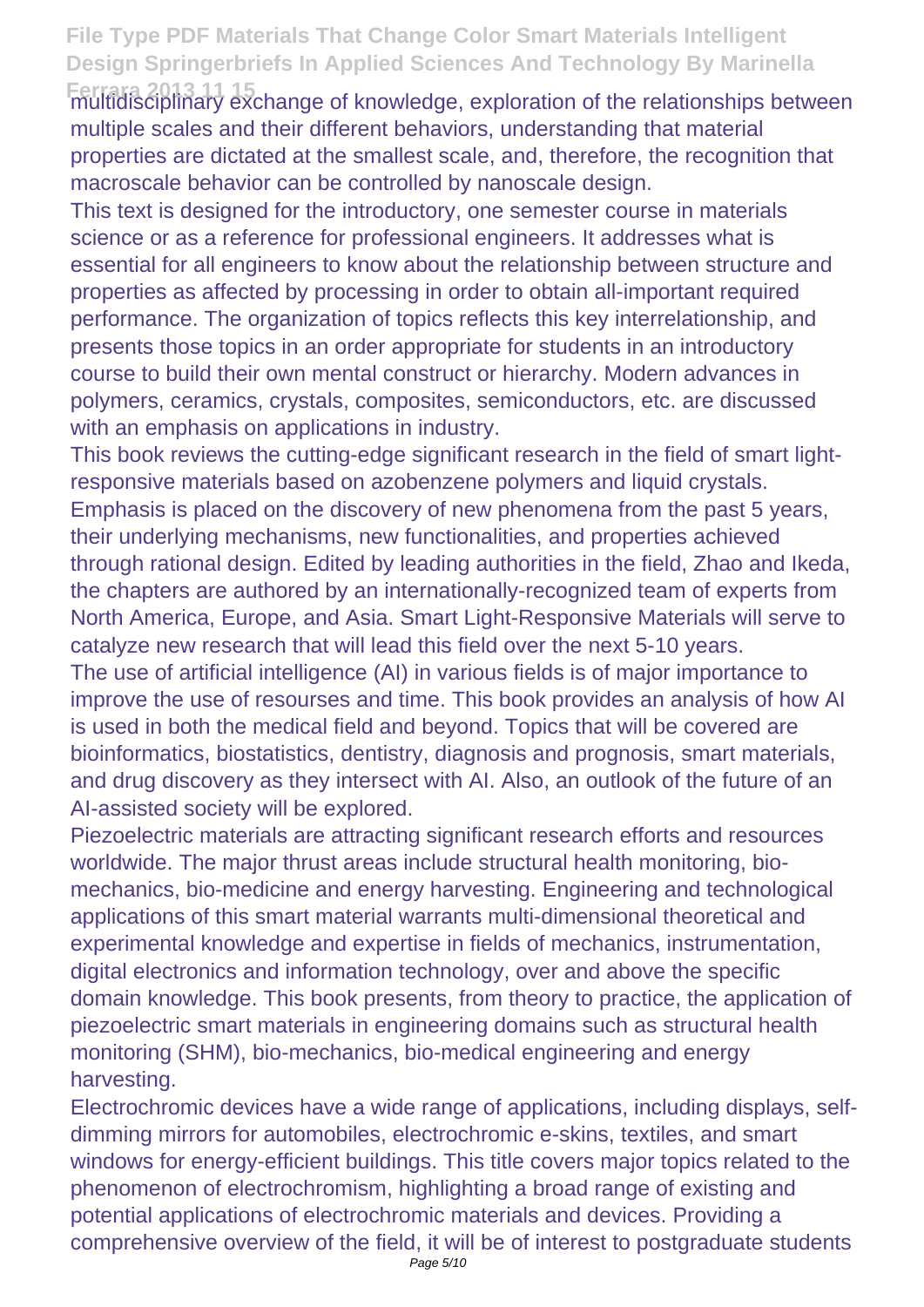multidisciplinary exchange of knowledge, exploration of the relationships between multiple scales and their different behaviors, understanding that material properties are dictated at the smallest scale, and, therefore, the recognition that macroscale behavior can be controlled by nanoscale design.

This text is designed for the introductory, one semester course in materials science or as a reference for professional engineers. It addresses what is essential for all engineers to know about the relationship between structure and properties as affected by processing in order to obtain all-important required performance. The organization of topics reflects this key interrelationship, and presents those topics in an order appropriate for students in an introductory course to build their own mental construct or hierarchy. Modern advances in polymers, ceramics, crystals, composites, semiconductors, etc. are discussed with an emphasis on applications in industry.

This book reviews the cutting-edge significant research in the field of smart light-responsive materials based on azobenzene polymers and liquid crystals. Emphasis is placed on the discovery of new phenomena from the past 5 years, their underlying mechanisms, new functionalities, and properties achieved through rational design. Edited by leading authorities in the field, Zhao and Ikeda, the chapters are authored by an internationally-recognized team of experts from North America, Europe, and Asia. Smart Light-Responsive Materials will serve to catalyze new research that will lead this field over the next 5-10 years.

The use of artificial intelligence (AI) in various fields is of major importance to improve the use of resourses and time. This book provides an analysis of how AI is used in both the medical field and beyond. Topics that will be covered are bioinformatics, biostatistics, dentistry, diagnosis and prognosis, smart materials, and drug discovery as they intersect with AI. Also, an outlook of the future of an AI-assisted society will be explored.

Piezoelectric materials are attracting significant research efforts and resources worldwide. The major thrust areas include structural health monitoring, bio-mechanics, bio-medicine and energy harvesting. Engineering and technological applications of this smart material warrants multi-dimensional theoretical and experimental knowledge and expertise in fields of mechanics, instrumentation, digital electronics and information technology, over and above the specific domain knowledge. This book presents, from theory to practice, the application of piezoelectric smart materials in engineering domains such as structural health monitoring (SHM), bio-mechanics, bio-medical engineering and energy harvesting.

Electrochromic devices have a wide range of applications, including displays, self-dimming mirrors for automobiles, electrochromic e-skins, textiles, and smart windows for energy-efficient buildings. This title covers major topics related to the phenomenon of electrochromism, highlighting a broad range of existing and potential applications of electrochromic materials and devices. Providing a comprehensive overview of the field, it will be of interest to postgraduate students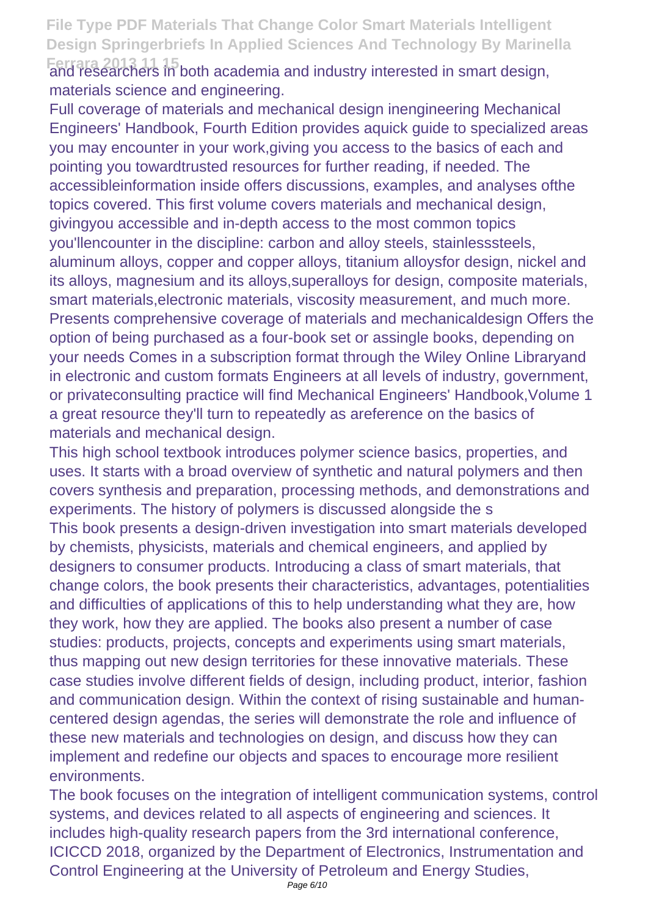and researchers in both academia and industry interested in smart design, materials science and engineering.

Full coverage of materials and mechanical design inengineering Mechanical Engineers' Handbook, Fourth Edition provides aquick guide to specialized areas you may encounter in your work,giving you access to the basics of each and pointing you towardtrusted resources for further reading, if needed. The accessibleinformation inside offers discussions, examples, and analyses ofthe topics covered. This first volume covers materials and mechanical design, givingyou accessible and in-depth access to the most common topics you'llencounter in the discipline: carbon and alloy steels, stainlesssteels, aluminum alloys, copper and copper alloys, titanium alloysfor design, nickel and its alloys, magnesium and its alloys,superalloys for design, composite materials, smart materials,electronic materials, viscosity measurement, and much more. Presents comprehensive coverage of materials and mechanicaldesign Offers the option of being purchased as a four-book set or assingle books, depending on your needs Comes in a subscription format through the Wiley Online Libraryand in electronic and custom formats Engineers at all levels of industry, government, or privateconsulting practice will find Mechanical Engineers' Handbook,Volume 1 a great resource they'll turn to repeatedly as areference on the basics of materials and mechanical design.

This high school textbook introduces polymer science basics, properties, and uses. It starts with a broad overview of synthetic and natural polymers and then covers synthesis and preparation, processing methods, and demonstrations and experiments. The history of polymers is discussed alongside the s

This book presents a design-driven investigation into smart materials developed by chemists, physicists, materials and chemical engineers, and applied by designers to consumer products. Introducing a class of smart materials, that change colors, the book presents their characteristics, advantages, potentialities and difficulties of applications of this to help understanding what they are, how they work, how they are applied. The books also present a number of case studies: products, projects, concepts and experiments using smart materials, thus mapping out new design territories for these innovative materials. These case studies involve different fields of design, including product, interior, fashion and communication design. Within the context of rising sustainable and human-centered design agendas, the series will demonstrate the role and influence of these new materials and technologies on design, and discuss how they can implement and redefine our objects and spaces to encourage more resilient environments.

The book focuses on the integration of intelligent communication systems, control systems, and devices related to all aspects of engineering and sciences. It includes high-quality research papers from the 3rd international conference, ICICCD 2018, organized by the Department of Electronics, Instrumentation and Control Engineering at the University of Petroleum and Energy Studies,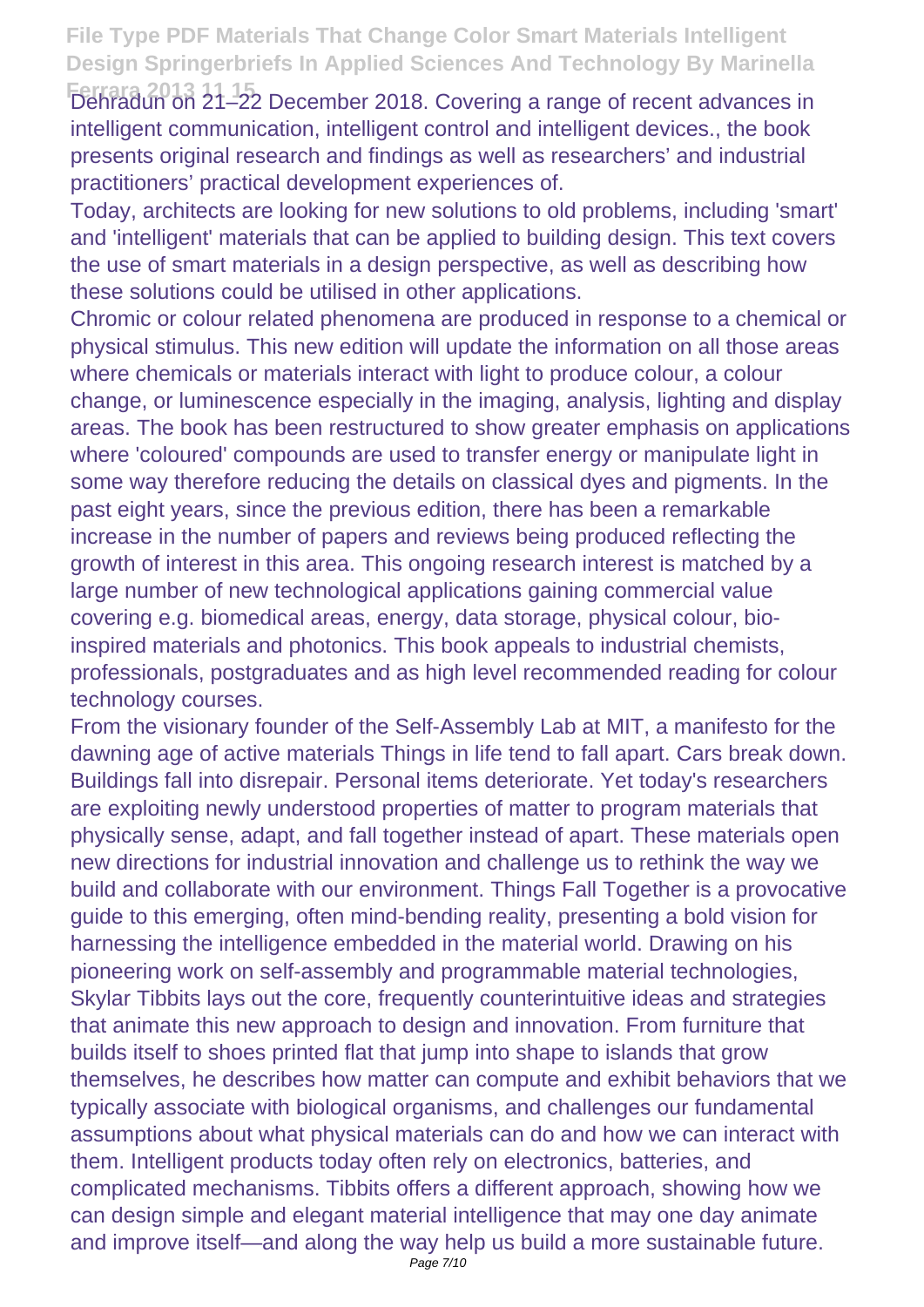Dehradun on 21–22 December 2018. Covering a range of recent advances in intelligent communication, intelligent control and intelligent devices., the book presents original research and findings as well as researchers' and industrial practitioners' practical development experiences of.

Today, architects are looking for new solutions to old problems, including 'smart' and 'intelligent' materials that can be applied to building design. This text covers the use of smart materials in a design perspective, as well as describing how these solutions could be utilised in other applications.

Chromic or colour related phenomena are produced in response to a chemical or physical stimulus. This new edition will update the information on all those areas where chemicals or materials interact with light to produce colour, a colour change, or luminescence especially in the imaging, analysis, lighting and display areas. The book has been restructured to show greater emphasis on applications where 'coloured' compounds are used to transfer energy or manipulate light in some way therefore reducing the details on classical dyes and pigments. In the past eight years, since the previous edition, there has been a remarkable increase in the number of papers and reviews being produced reflecting the growth of interest in this area. This ongoing research interest is matched by a large number of new technological applications gaining commercial value covering e.g. biomedical areas, energy, data storage, physical colour, bio-inspired materials and photonics. This book appeals to industrial chemists, professionals, postgraduates and as high level recommended reading for colour technology courses.

From the visionary founder of the Self-Assembly Lab at MIT, a manifesto for the dawning age of active materials Things in life tend to fall apart. Cars break down. Buildings fall into disrepair. Personal items deteriorate. Yet today's researchers are exploiting newly understood properties of matter to program materials that physically sense, adapt, and fall together instead of apart. These materials open new directions for industrial innovation and challenge us to rethink the way we build and collaborate with our environment. Things Fall Together is a provocative guide to this emerging, often mind-bending reality, presenting a bold vision for harnessing the intelligence embedded in the material world. Drawing on his pioneering work on self-assembly and programmable material technologies, Skylar Tibbits lays out the core, frequently counterintuitive ideas and strategies that animate this new approach to design and innovation. From furniture that builds itself to shoes printed flat that jump into shape to islands that grow themselves, he describes how matter can compute and exhibit behaviors that we typically associate with biological organisms, and challenges our fundamental assumptions about what physical materials can do and how we can interact with them. Intelligent products today often rely on electronics, batteries, and complicated mechanisms. Tibbits offers a different approach, showing how we can design simple and elegant material intelligence that may one day animate and improve itself—and along the way help us build a more sustainable future.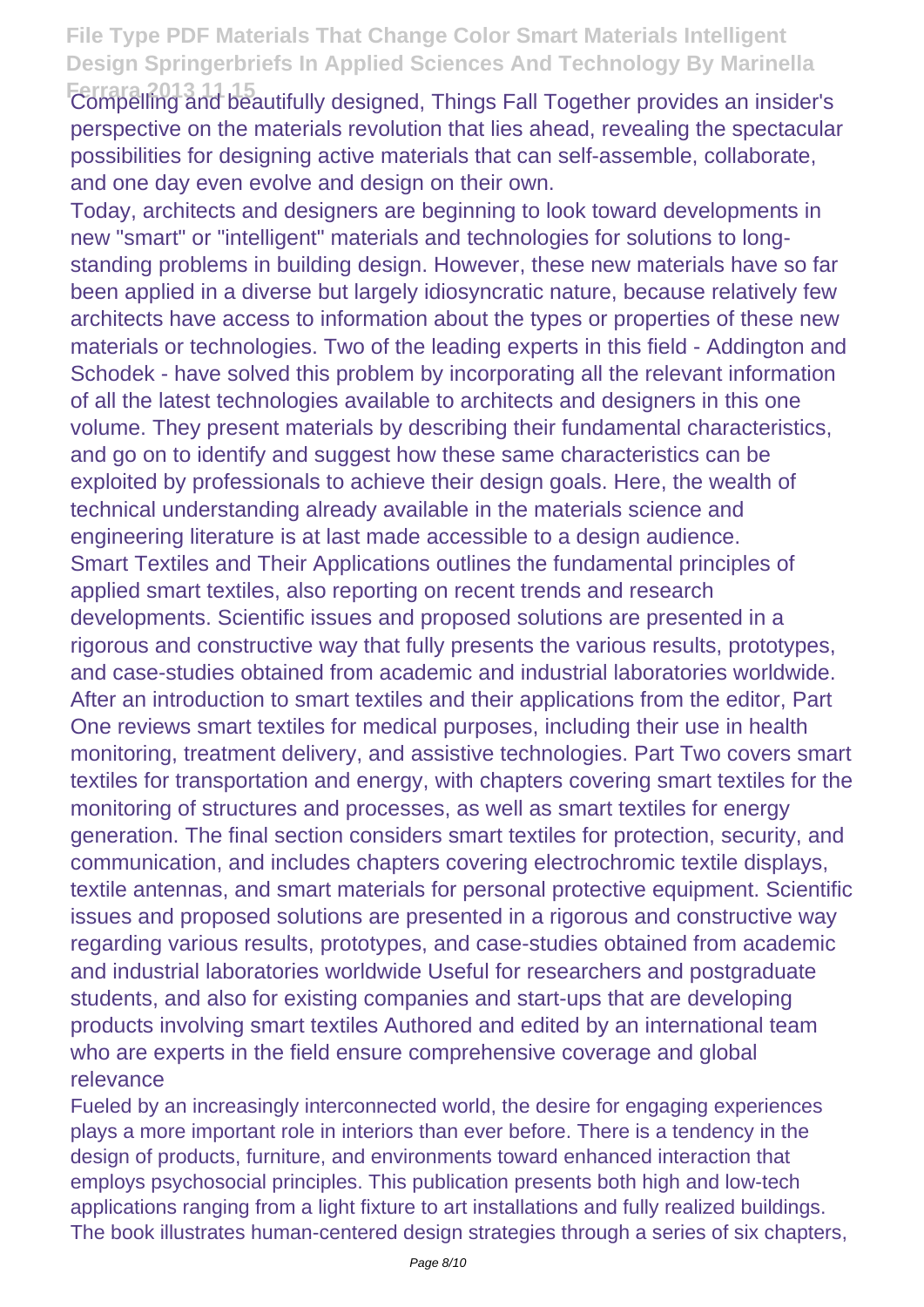Compelling and beautifully designed, Things Fall Together provides an insider's perspective on the materials revolution that lies ahead, revealing the spectacular possibilities for designing active materials that can self-assemble, collaborate, and one day even evolve and design on their own.

Today, architects and designers are beginning to look toward developments in new "smart" or "intelligent" materials and technologies for solutions to long-standing problems in building design. However, these new materials have so far been applied in a diverse but largely idiosyncratic nature, because relatively few architects have access to information about the types or properties of these new materials or technologies. Two of the leading experts in this field - Addington and Schodek - have solved this problem by incorporating all the relevant information of all the latest technologies available to architects and designers in this one volume. They present materials by describing their fundamental characteristics, and go on to identify and suggest how these same characteristics can be exploited by professionals to achieve their design goals. Here, the wealth of technical understanding already available in the materials science and engineering literature is at last made accessible to a design audience.

Smart Textiles and Their Applications outlines the fundamental principles of applied smart textiles, also reporting on recent trends and research developments. Scientific issues and proposed solutions are presented in a rigorous and constructive way that fully presents the various results, prototypes, and case-studies obtained from academic and industrial laboratories worldwide. After an introduction to smart textiles and their applications from the editor, Part One reviews smart textiles for medical purposes, including their use in health monitoring, treatment delivery, and assistive technologies. Part Two covers smart textiles for transportation and energy, with chapters covering smart textiles for the monitoring of structures and processes, as well as smart textiles for energy generation. The final section considers smart textiles for protection, security, and communication, and includes chapters covering electrochromic textile displays, textile antennas, and smart materials for personal protective equipment. Scientific issues and proposed solutions are presented in a rigorous and constructive way regarding various results, prototypes, and case-studies obtained from academic and industrial laboratories worldwide Useful for researchers and postgraduate students, and also for existing companies and start-ups that are developing products involving smart textiles Authored and edited by an international team who are experts in the field ensure comprehensive coverage and global relevance

Fueled by an increasingly interconnected world, the desire for engaging experiences plays a more important role in interiors than ever before. There is a tendency in the design of products, furniture, and environments toward enhanced interaction that employs psychosocial principles. This publication presents both high and low-tech applications ranging from a light fixture to art installations and fully realized buildings. The book illustrates human-centered design strategies through a series of six chapters,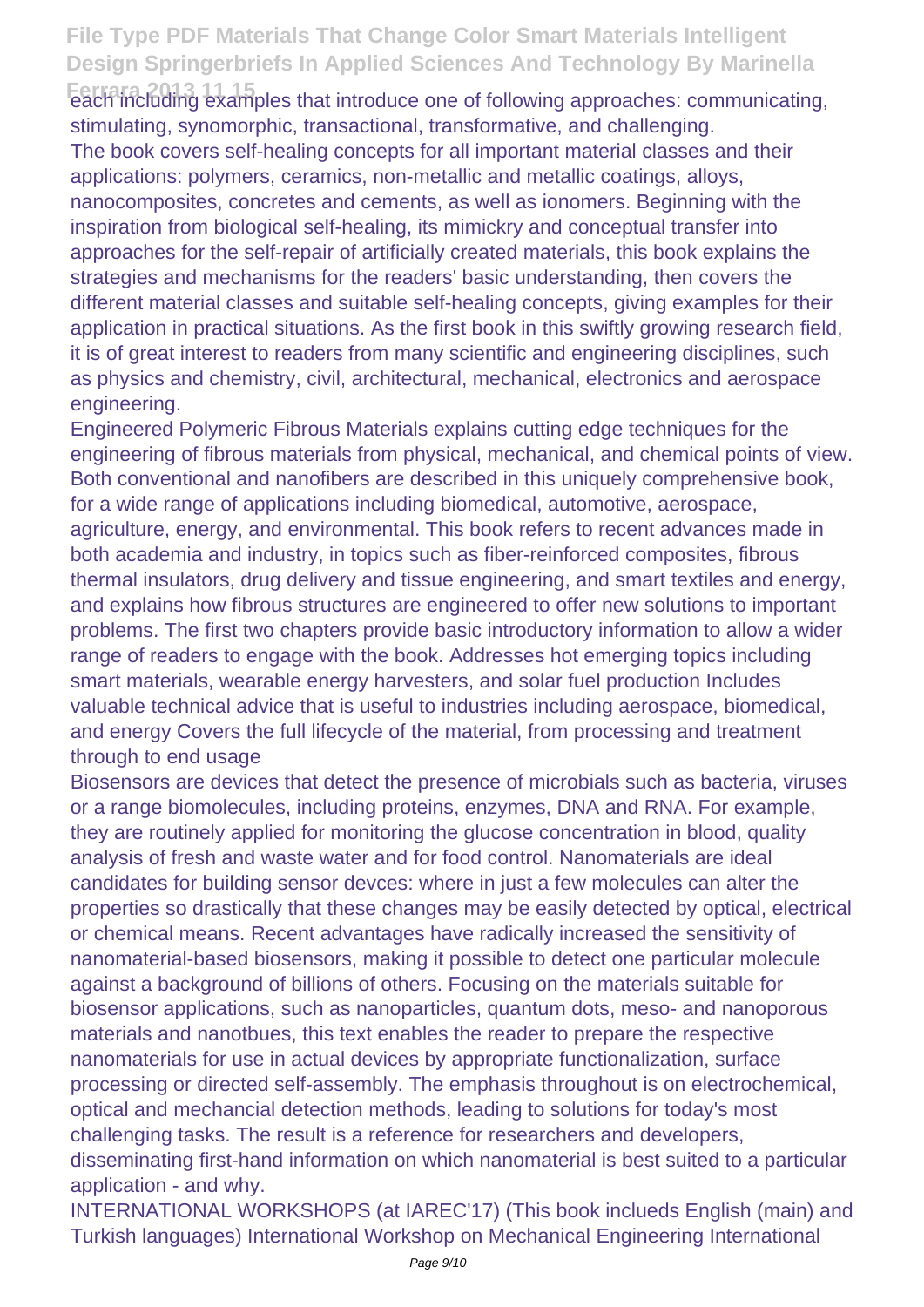each including examples that introduce one of following approaches: communicating, stimulating, synomorphic, transactional, transformative, and challenging.

The book covers self-healing concepts for all important material classes and their applications: polymers, ceramics, non-metallic and metallic coatings, alloys, nanocomposites, concretes and cements, as well as ionomers. Beginning with the inspiration from biological self-healing, its mimickry and conceptual transfer into approaches for the self-repair of artificially created materials, this book explains the strategies and mechanisms for the readers' basic understanding, then covers the different material classes and suitable self-healing concepts, giving examples for their application in practical situations. As the first book in this swiftly growing research field, it is of great interest to readers from many scientific and engineering disciplines, such as physics and chemistry, civil, architectural, mechanical, electronics and aerospace engineering.

Engineered Polymeric Fibrous Materials explains cutting edge techniques for the engineering of fibrous materials from physical, mechanical, and chemical points of view. Both conventional and nanofibers are described in this uniquely comprehensive book, for a wide range of applications including biomedical, automotive, aerospace, agriculture, energy, and environmental. This book refers to recent advances made in both academia and industry, in topics such as fiber-reinforced composites, fibrous thermal insulators, drug delivery and tissue engineering, and smart textiles and energy, and explains how fibrous structures are engineered to offer new solutions to important problems. The first two chapters provide basic introductory information to allow a wider range of readers to engage with the book. Addresses hot emerging topics including smart materials, wearable energy harvesters, and solar fuel production Includes valuable technical advice that is useful to industries including aerospace, biomedical, and energy Covers the full lifecycle of the material, from processing and treatment through to end usage

Biosensors are devices that detect the presence of microbials such as bacteria, viruses or a range biomolecules, including proteins, enzymes, DNA and RNA. For example, they are routinely applied for monitoring the glucose concentration in blood, quality analysis of fresh and waste water and for food control. Nanomaterials are ideal candidates for building sensor devces: where in just a few molecules can alter the properties so drastically that these changes may be easily detected by optical, electrical or chemical means. Recent advantages have radically increased the sensitivity of nanomaterial-based biosensors, making it possible to detect one particular molecule against a background of billions of others. Focusing on the materials suitable for biosensor applications, such as nanoparticles, quantum dots, meso- and nanoporous materials and nanotbues, this text enables the reader to prepare the respective nanomaterials for use in actual devices by appropriate functionalization, surface processing or directed self-assembly. The emphasis throughout is on electrochemical, optical and mechancial detection methods, leading to solutions for today's most challenging tasks. The result is a reference for researchers and developers, disseminating first-hand information on which nanomaterial is best suited to a particular application - and why.

INTERNATIONAL WORKSHOPS (at IAREC'17) (This book inclueds English (main) and Turkish languages) International Workshop on Mechanical Engineering International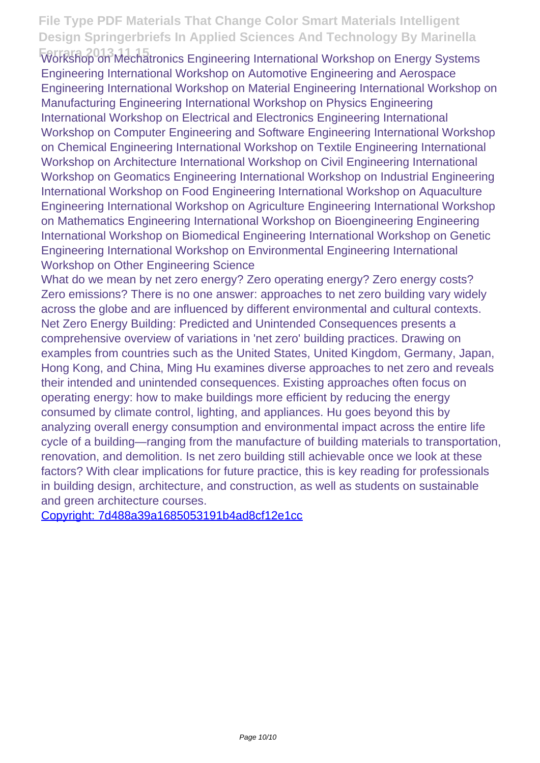Workshop on Mechatronics Engineering International Workshop on Energy Systems Engineering International Workshop on Automotive Engineering and Aerospace Engineering International Workshop on Material Engineering International Workshop on Manufacturing Engineering International Workshop on Physics Engineering International Workshop on Electrical and Electronics Engineering International Workshop on Computer Engineering and Software Engineering International Workshop on Chemical Engineering International Workshop on Textile Engineering International Workshop on Architecture International Workshop on Civil Engineering International Workshop on Geomatics Engineering International Workshop on Industrial Engineering International Workshop on Food Engineering International Workshop on Aquaculture Engineering International Workshop on Agriculture Engineering International Workshop on Mathematics Engineering International Workshop on Bioengineering Engineering International Workshop on Biomedical Engineering International Workshop on Genetic Engineering International Workshop on Environmental Engineering International Workshop on Other Engineering Science

What do we mean by net zero energy? Zero operating energy? Zero energy costs? Zero emissions? There is no one answer: approaches to net zero building vary widely across the globe and are influenced by different environmental and cultural contexts. Net Zero Energy Building: Predicted and Unintended Consequences presents a comprehensive overview of variations in 'net zero' building practices. Drawing on examples from countries such as the United States, United Kingdom, Germany, Japan, Hong Kong, and China, Ming Hu examines diverse approaches to net zero and reveals their intended and unintended consequences. Existing approaches often focus on operating energy: how to make buildings more efficient by reducing the energy consumed by climate control, lighting, and appliances. Hu goes beyond this by analyzing overall energy consumption and environmental impact across the entire life cycle of a building—ranging from the manufacture of building materials to transportation, renovation, and demolition. Is net zero building still achievable once we look at these factors? With clear implications for future practice, this is key reading for professionals in building design, architecture, and construction, as well as students on sustainable and green architecture courses.

Copyright: 7d488a39a1685053191b4ad8cf12e1cc